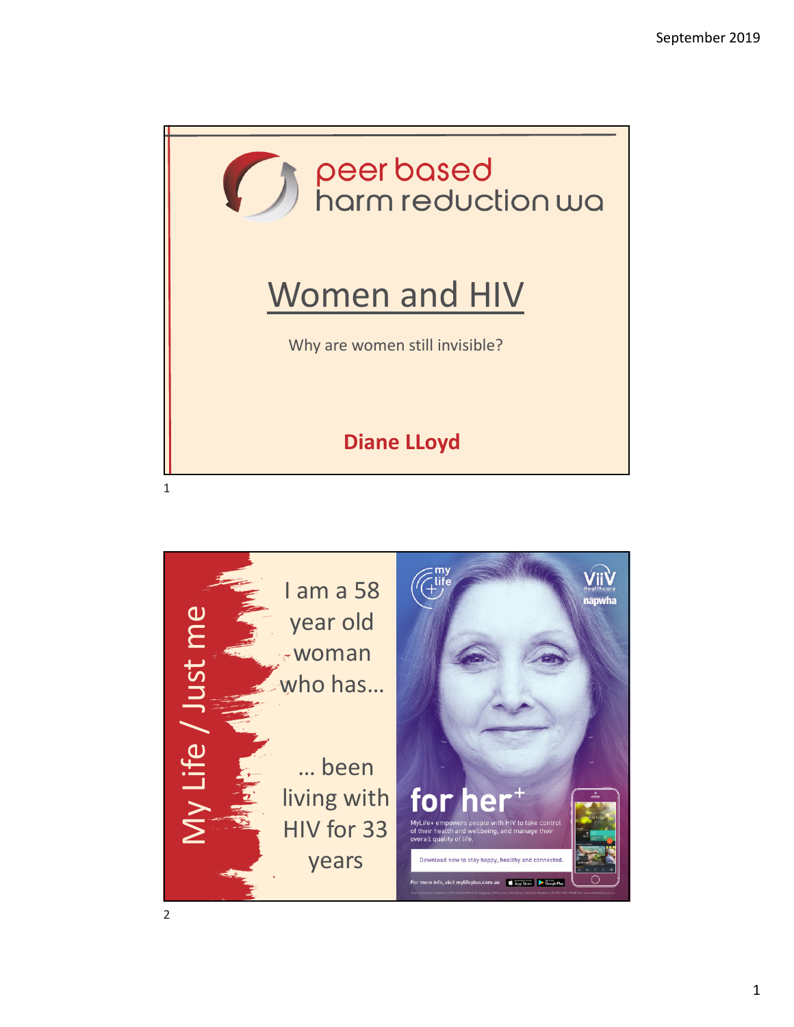peer based harm reduction wa

# Women and HIV

Why are women still invisible?

**Diane LLoyd**

## My Life / Just me

I am a 58 year old woman who has…

… been living with HIV for 33 years

for her+

MyLife+ empowers people with HIV to take control of their health and wellbeing, and manage their overall quality of life.

Download now to stay happy, healthy and connected.

For more info, visit mylifeplus.com.au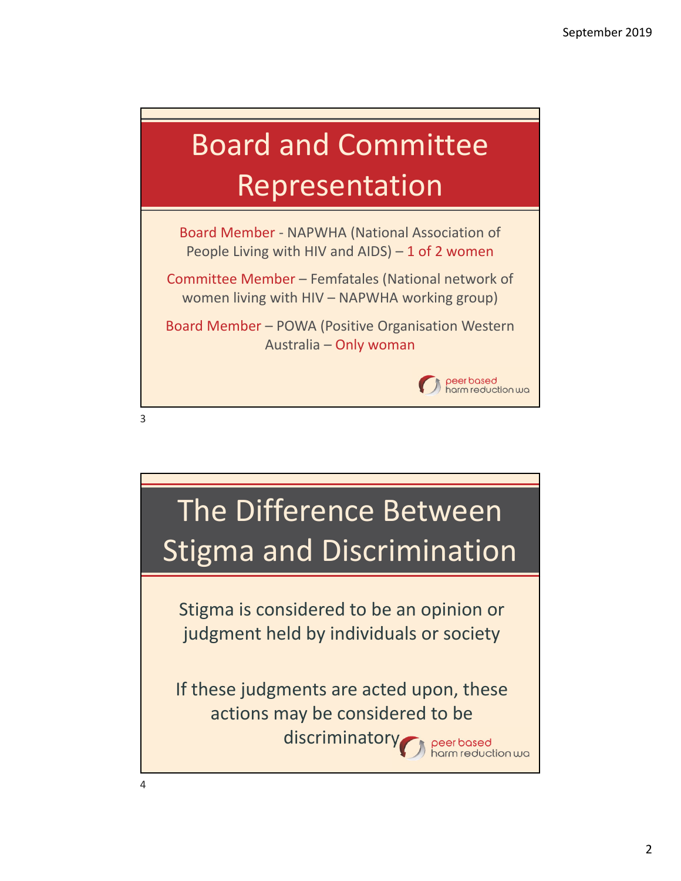# Board and Committee Representation

Board Member - NAPWHA (National Association of People Living with HIV and AIDS) – 1 of 2 women

Committee Member – Femfatales (National network of women living with HIV – NAPWHA working group)

Board Member – POWA (Positive Organisation Western Australia – Only woman

peer based harm reduction wa

# The Difference Between Stigma and Discrimination

Stigma is considered to be an opinion or judgment held by individuals or society

If these judgments are acted upon, these actions may be considered to be discriminatory

peer based harm reduction wa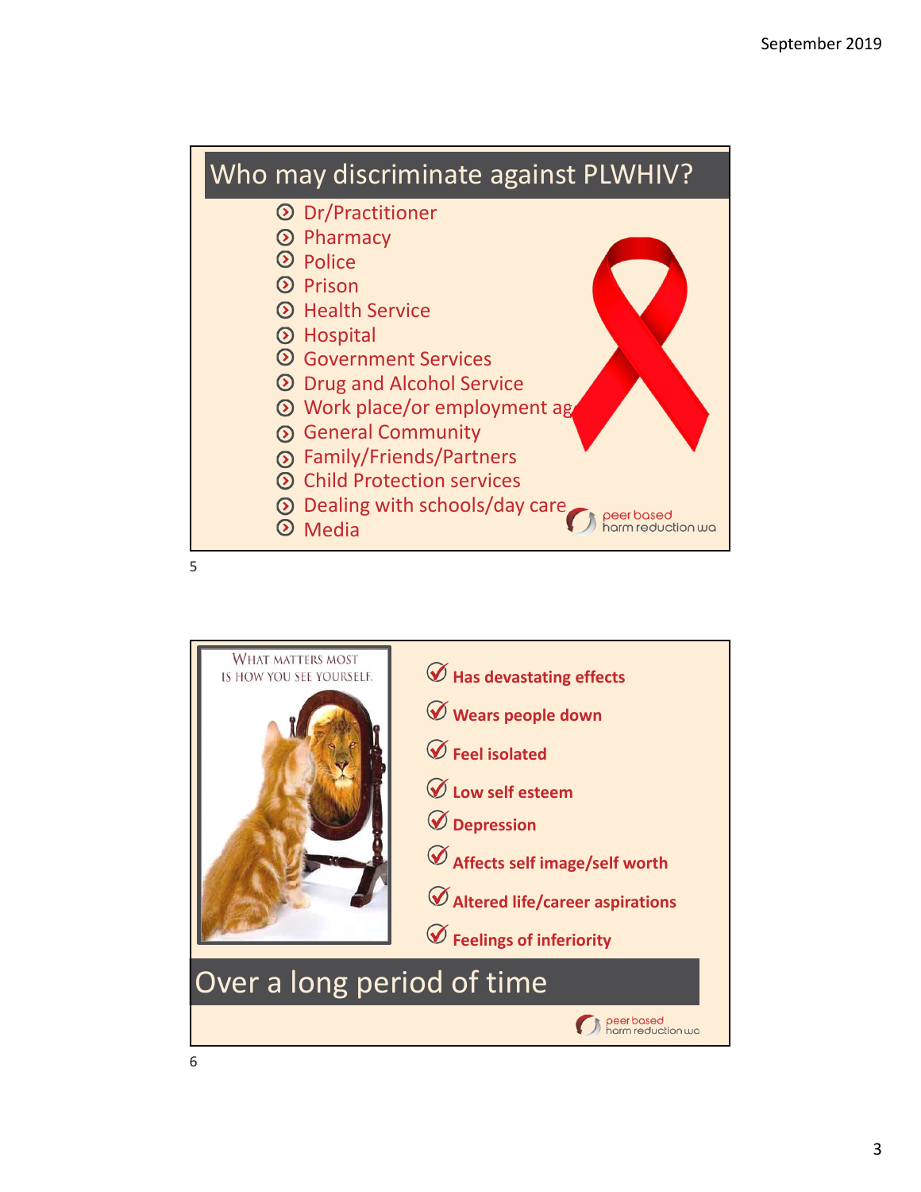## Who may discriminate against PLWHIV?

- Dr/Practitioner
- Pharmacy
- Police
- Prison
- Health Service
- Hospital
- Government Services
- Drug and Alcohol Service
- Work place/or employment ag
- General Community
- Family/Friends/Partners
- Child Protection services
- Dealing with schools/day care
- Media

peer based harm reduction wa

---

WHAT MATTERS MOST IS HOW YOU SEE YOURSELF.

- **Has devastating effects**
- **Wears people down**
- **Feel isolated**
- **Low self esteem**
- **Depression**
- **Affects self image/self worth**
- **Altered life/career aspirations**
- **Feelings of inferiority**

## Over a long period of time

peer based harm reduction wa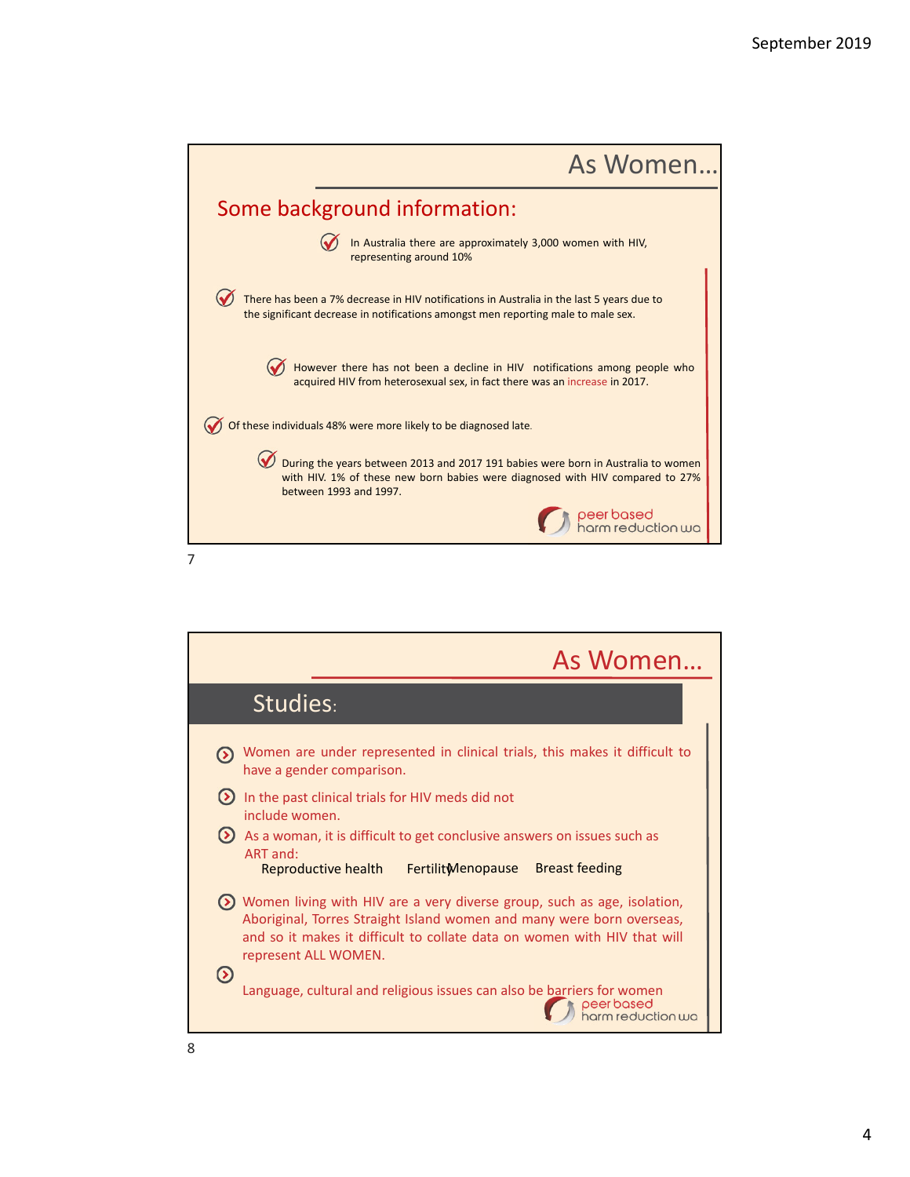## As Women…

### Some background information:

- In Australia there are approximately 3,000 women with HIV, representing around 10%
- There has been a 7% decrease in HIV notifications in Australia in the last 5 years due to the significant decrease in notifications amongst men reporting male to male sex.
- However there has not been a decline in HIV notifications among people who acquired HIV from heterosexual sex, in fact there was an increase in 2017.
- Of these individuals 48% were more likely to be diagnosed late.
- During the years between 2013 and 2017 191 babies were born in Australia to women with HIV. 1% of these new born babies were diagnosed with HIV compared to 27% between 1993 and 1997.

peer based harm reduction wa

## As Women…

### Studies:

- Women are under represented in clinical trials, this makes it difficult to have a gender comparison.
- In the past clinical trials for HIV meds did not include women.
- As a woman, it is difficult to get conclusive answers on issues such as ART and:
  - Reproductive health
  - Fertility
  - Menopause
  - Breast feeding
- Women living with HIV are a very diverse group, such as age, isolation, Aboriginal, Torres Straight Island women and many were born overseas, and so it makes it difficult to collate data on women with HIV that will represent ALL WOMEN.
- Language, cultural and religious issues can also be barriers for women

peer based harm reduction wa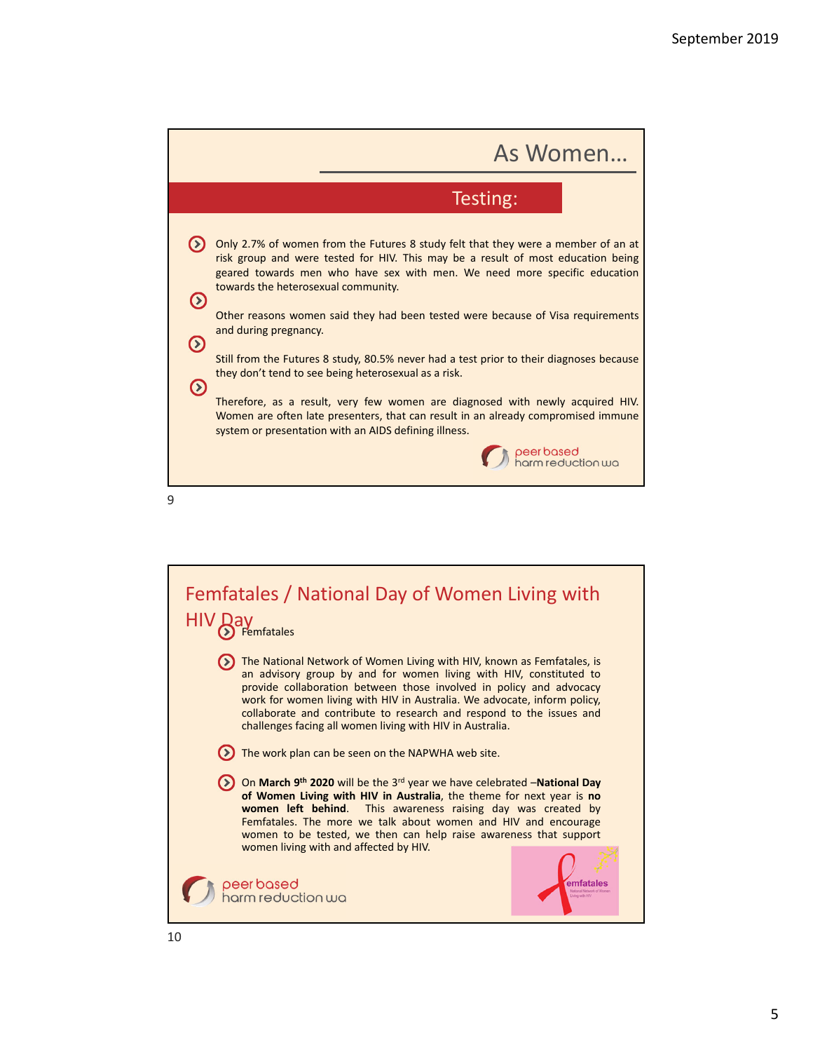## As Women…

### Testing:

- Only 2.7% of women from the Futures 8 study felt that they were a member of an at risk group and were tested for HIV. This may be a result of most education being geared towards men who have sex with men. We need more specific education towards the heterosexual community.
- Other reasons women said they had been tested were because of Visa requirements and during pregnancy.
- Still from the Futures 8 study, 80.5% never had a test prior to their diagnoses because they don't tend to see being heterosexual as a risk.
- Therefore, as a result, very few women are diagnosed with newly acquired HIV. Women are often late presenters, that can result in an already compromised immune system or presentation with an AIDS defining illness.

peer based harm reduction wa

## Femfatales / National Day of Women Living with HIV Day

- Femfatales
- The National Network of Women Living with HIV, known as Femfatales, is an advisory group by and for women living with HIV, constituted to provide collaboration between those involved in policy and advocacy work for women living with HIV in Australia. We advocate, inform policy, collaborate and contribute to research and respond to the issues and challenges facing all women living with HIV in Australia.
- The work plan can be seen on the NAPWHA web site.
- On **March 9th 2020** will be the 3rd year we have celebrated –**National Day of Women Living with HIV in Australia**, the theme for next year is **no women left behind**. This awareness raising day was created by Femfatales. The more we talk about women and HIV and encourage women to be tested, we then can help raise awareness that support women living with and affected by HIV.

peer based harm reduction wa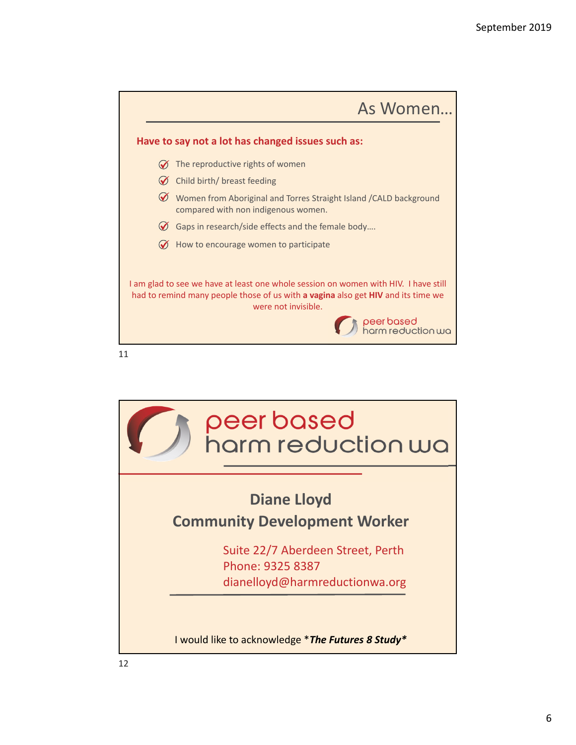## As Women…

**Have to say not a lot has changed issues such as:**

- The reproductive rights of women
- Child birth/ breast feeding
- Women from Aboriginal and Torres Straight Island /CALD background compared with non indigenous women.
- Gaps in research/side effects and the female body….
- How to encourage women to participate

I am glad to see we have at least one whole session on women with HIV. I have still had to remind many people those of us with **a vagina** also get **HIV** and its time we were not invisible.

peer based harm reduction wa

11

# peer based harm reduction wa

**Diane Lloyd**

**Community Development Worker**

Suite 22/7 Aberdeen Street, Perth
Phone: 9325 8387
dianelloyd@harmreductionwa.org

I would like to acknowledge ****The Futures 8 Study****

12